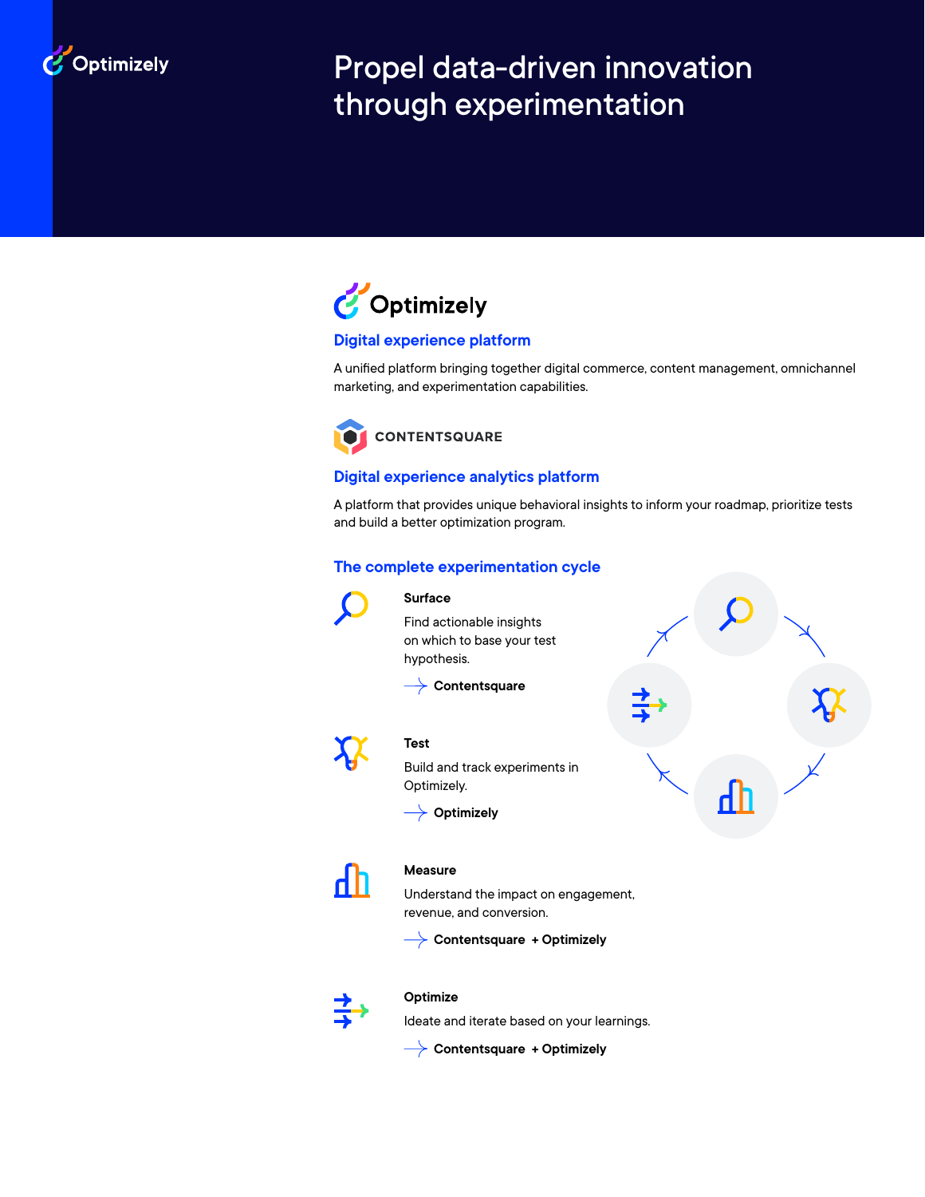Optimizely

# Propel data-driven innovation through experimentation

Optimizely

## Digital experience platform

A unified platform bringing together digital commerce, content management, omnichannel marketing, and experimentation capabilities.

CONTENTSQUARE

## Digital experience analytics platform

A platform that provides unique behavioral insights to inform your roadmap, prioritize tests and build a better optimization program.

## The complete experimentation cycle

**Surface**

Find actionable insights on which to base your test hypothesis.

→ **Contentsquare**

**Test**

Build and track experiments in Optimizely.

→ **Optimizely**

**Measure**

Understand the impact on engagement, revenue, and conversion.

→ **Contentsquare + Optimizely**

**Optimize**

Ideate and iterate based on your learnings.

→ **Contentsquare + Optimizely**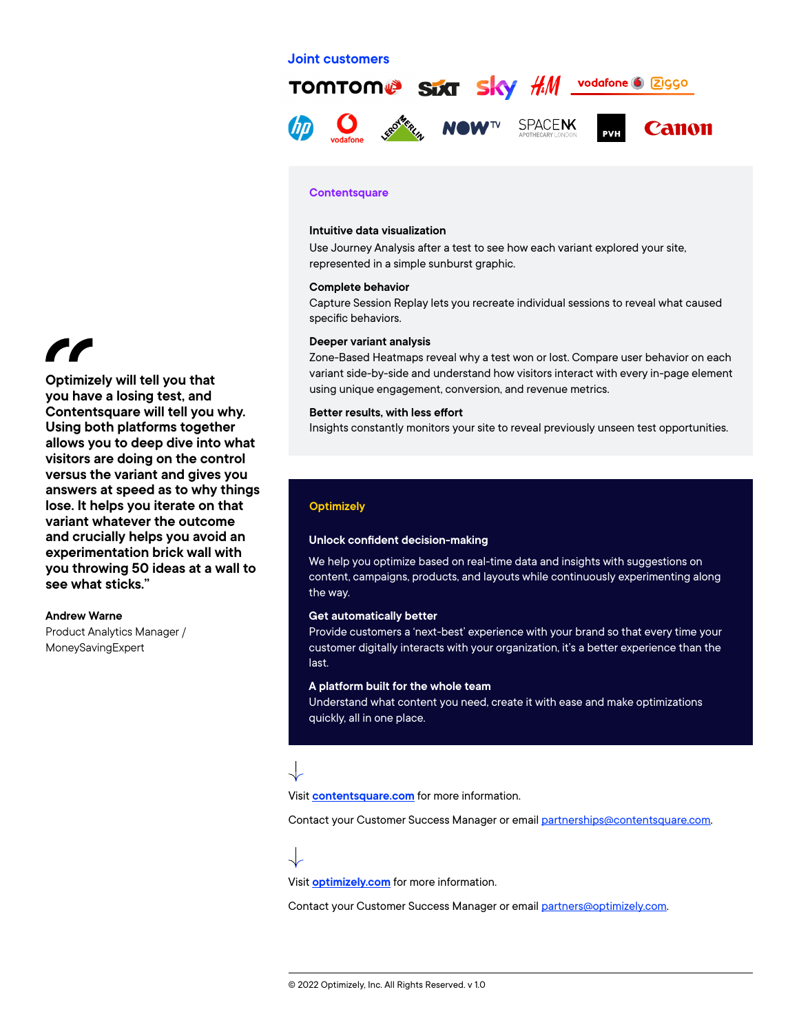## Joint customers

TomTom, Sixt, Sky, H&M, Vodafone Ziggo, HP, Vodafone, Leroy Merlin, NOW TV, Space NK Apothecary London, PVH, Canon

> “Optimizely will tell you that you have a losing test, and Contentsquare will tell you why. Using both platforms together allows you to deep dive into what visitors are doing on the control versus the variant and gives you answers at speed as to why things lose. It helps you iterate on that variant whatever the outcome and crucially helps you avoid an experimentation brick wall with you throwing 50 ideas at a wall to see what sticks.”

**Andrew Warne**
Product Analytics Manager / MoneySavingExpert

### Contentsquare

**Intuitive data visualization**
Use Journey Analysis after a test to see how each variant explored your site, represented in a simple sunburst graphic.

**Complete behavior**
Capture Session Replay lets you recreate individual sessions to reveal what caused specific behaviors.

**Deeper variant analysis**
Zone-Based Heatmaps reveal why a test won or lost. Compare user behavior on each variant side-by-side and understand how visitors interact with every in-page element using unique engagement, conversion, and revenue metrics.

**Better results, with less effort**
Insights constantly monitors your site to reveal previously unseen test opportunities.

### Optimizely

**Unlock confident decision-making**

We help you optimize based on real-time data and insights with suggestions on content, campaigns, products, and layouts while continuously experimenting along the way.

**Get automatically better**
Provide customers a ‘next-best’ experience with your brand so that every time your customer digitally interacts with your organization, it’s a better experience than the last.

**A platform built for the whole team**
Understand what content you need, create it with ease and make optimizations quickly, all in one place.

Visit **contentsquare.com** for more information.

Contact your Customer Success Manager or email partnerships@contentsquare.com.

Visit **optimizely.com** for more information.

Contact your Customer Success Manager or email partners@optimizely.com.

© 2022 Optimizely, Inc. All Rights Reserved. v 1.0